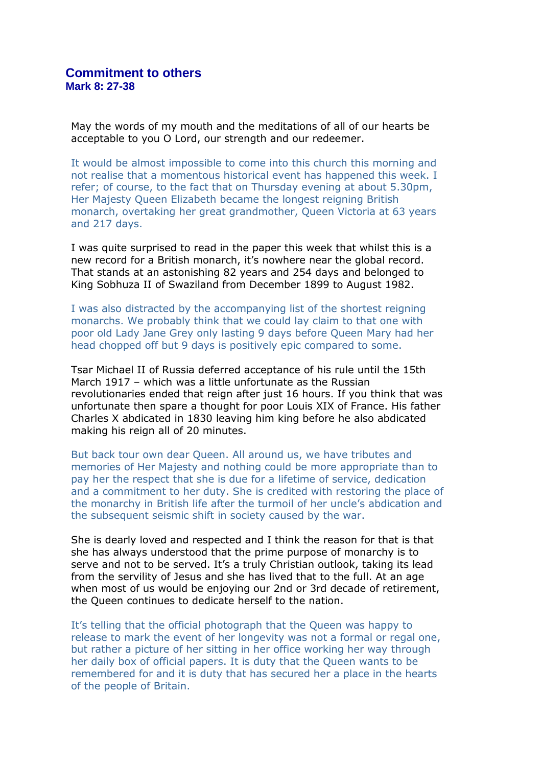## Commitment to others

### Mark 8: 27-38

May the words of my mouth and the meditations of all of our hearts be acceptable to you O Lord, our strength and our redeemer.

It would be almost impossible to come into this church this morning and not realise that a momentous historical event has happened this week. I refer; of course, to the fact that on Thursday evening at about 5.30pm, Her Majesty Queen Elizabeth became the longest reigning British monarch, overtaking her great grandmother, Queen Victoria at 63 years and 217 days.

I was quite surprised to read in the paper this week that whilst this is a new record for a British monarch, it's nowhere near the global record. That stands at an astonishing 82 years and 254 days and belonged to King Sobhuza II of Swaziland from December 1899 to August 1982.

I was also distracted by the accompanying list of the shortest reigning monarchs. We probably think that we could lay claim to that one with poor old Lady Jane Grey only lasting 9 days before Queen Mary had her head chopped off but 9 days is positively epic compared to some.

Tsar Michael II of Russia deferred acceptance of his rule until the 15th March 1917 – which was a little unfortunate as the Russian revolutionaries ended that reign after just 16 hours. If you think that was unfortunate then spare a thought for poor Louis XIX of France. His father Charles X abdicated in 1830 leaving him king before he also abdicated making his reign all of 20 minutes.

But back tour own dear Queen. All around us, we have tributes and memories of Her Majesty and nothing could be more appropriate than to pay her the respect that she is due for a lifetime of service, dedication and a commitment to her duty. She is credited with restoring the place of the monarchy in British life after the turmoil of her uncle's abdication and the subsequent seismic shift in society caused by the war.

She is dearly loved and respected and I think the reason for that is that she has always understood that the prime purpose of monarchy is to serve and not to be served. It's a truly Christian outlook, taking its lead from the servility of Jesus and she has lived that to the full. At an age when most of us would be enjoying our 2nd or 3rd decade of retirement, the Queen continues to dedicate herself to the nation.

It's telling that the official photograph that the Queen was happy to release to mark the event of her longevity was not a formal or regal one, but rather a picture of her sitting in her office working her way through her daily box of official papers. It is duty that the Queen wants to be remembered for and it is duty that has secured her a place in the hearts of the people of Britain.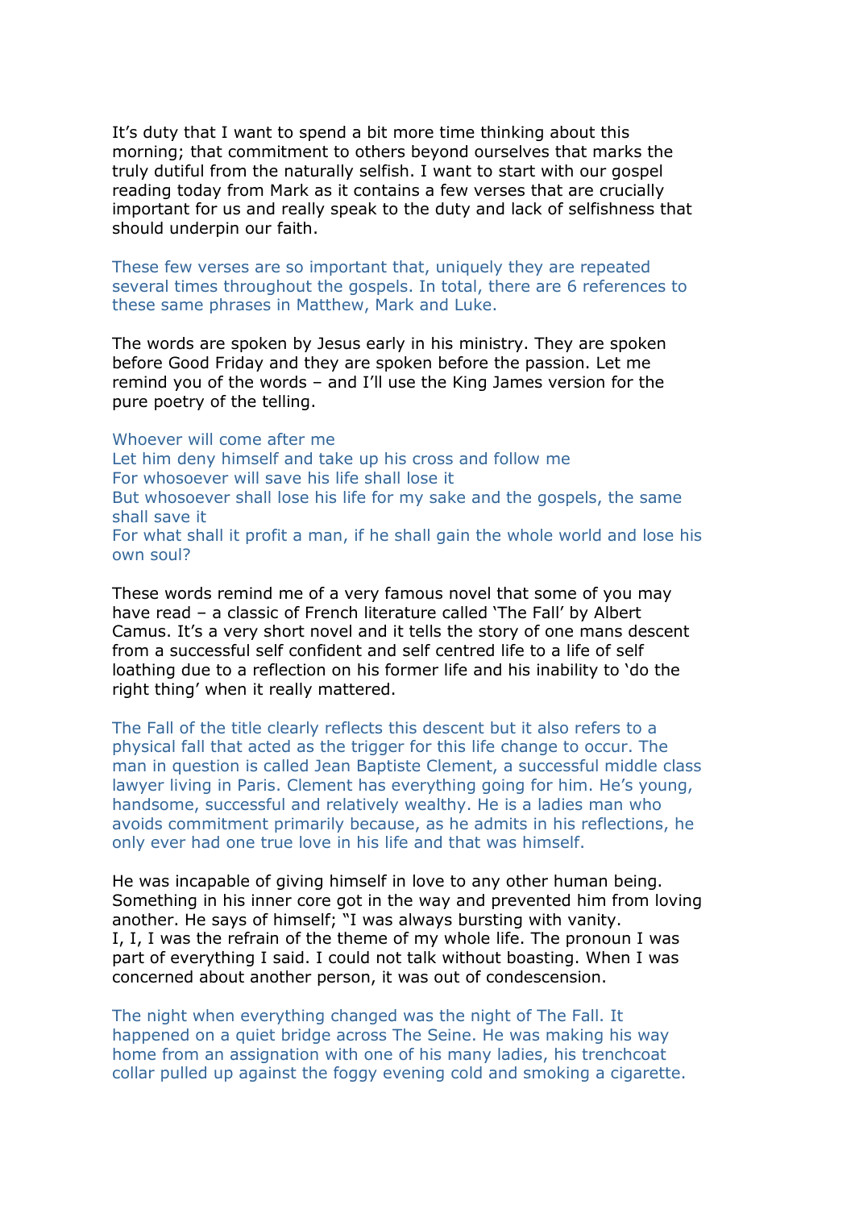It's duty that I want to spend a bit more time thinking about this morning; that commitment to others beyond ourselves that marks the truly dutiful from the naturally selfish. I want to start with our gospel reading today from Mark as it contains a few verses that are crucially important for us and really speak to the duty and lack of selfishness that should underpin our faith.

These few verses are so important that, uniquely they are repeated several times throughout the gospels. In total, there are 6 references to these same phrases in Matthew, Mark and Luke.

The words are spoken by Jesus early in his ministry. They are spoken before Good Friday and they are spoken before the passion. Let me remind you of the words – and I'll use the King James version for the pure poetry of the telling.

Whoever will come after me  
Let him deny himself and take up his cross and follow me  
For whosoever will save his life shall lose it  
But whosoever shall lose his life for my sake and the gospels, the same shall save it  
For what shall it profit a man, if he shall gain the whole world and lose his own soul?

These words remind me of a very famous novel that some of you may have read – a classic of French literature called 'The Fall' by Albert Camus. It's a very short novel and it tells the story of one mans descent from a successful self confident and self centred life to a life of self loathing due to a reflection on his former life and his inability to 'do the right thing' when it really mattered.

The Fall of the title clearly reflects this descent but it also refers to a physical fall that acted as the trigger for this life change to occur. The man in question is called Jean Baptiste Clement, a successful middle class lawyer living in Paris. Clement has everything going for him. He's young, handsome, successful and relatively wealthy. He is a ladies man who avoids commitment primarily because, as he admits in his reflections, he only ever had one true love in his life and that was himself.

He was incapable of giving himself in love to any other human being. Something in his inner core got in the way and prevented him from loving another. He says of himself; "I was always bursting with vanity. I, I, I was the refrain of the theme of my whole life. The pronoun I was part of everything I said. I could not talk without boasting. When I was concerned about another person, it was out of condescension.

The night when everything changed was the night of The Fall. It happened on a quiet bridge across The Seine. He was making his way home from an assignation with one of his many ladies, his trenchcoat collar pulled up against the foggy evening cold and smoking a cigarette.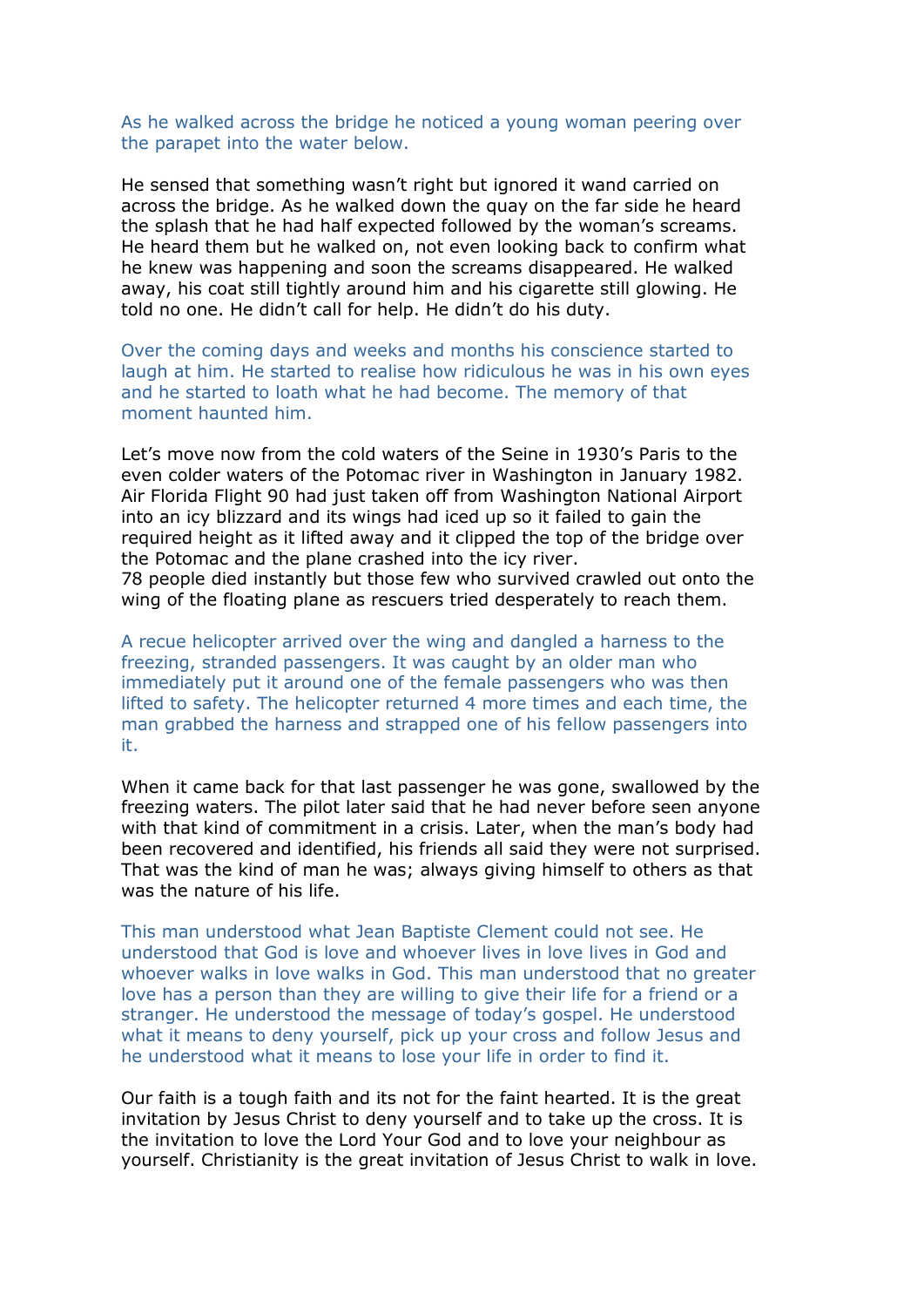As he walked across the bridge he noticed a young woman peering over the parapet into the water below.

He sensed that something wasn't right but ignored it wand carried on across the bridge. As he walked down the quay on the far side he heard the splash that he had half expected followed by the woman's screams. He heard them but he walked on, not even looking back to confirm what he knew was happening and soon the screams disappeared. He walked away, his coat still tightly around him and his cigarette still glowing. He told no one. He didn't call for help. He didn't do his duty.

Over the coming days and weeks and months his conscience started to laugh at him. He started to realise how ridiculous he was in his own eyes and he started to loath what he had become. The memory of that moment haunted him.

Let's move now from the cold waters of the Seine in 1930's Paris to the even colder waters of the Potomac river in Washington in January 1982. Air Florida Flight 90 had just taken off from Washington National Airport into an icy blizzard and its wings had iced up so it failed to gain the required height as it lifted away and it clipped the top of the bridge over the Potomac and the plane crashed into the icy river.
78 people died instantly but those few who survived crawled out onto the wing of the floating plane as rescuers tried desperately to reach them.

A recue helicopter arrived over the wing and dangled a harness to the freezing, stranded passengers. It was caught by an older man who immediately put it around one of the female passengers who was then lifted to safety. The helicopter returned 4 more times and each time, the man grabbed the harness and strapped one of his fellow passengers into it.

When it came back for that last passenger he was gone, swallowed by the freezing waters. The pilot later said that he had never before seen anyone with that kind of commitment in a crisis. Later, when the man's body had been recovered and identified, his friends all said they were not surprised. That was the kind of man he was; always giving himself to others as that was the nature of his life.

This man understood what Jean Baptiste Clement could not see. He understood that God is love and whoever lives in love lives in God and whoever walks in love walks in God. This man understood that no greater love has a person than they are willing to give their life for a friend or a stranger. He understood the message of today's gospel. He understood what it means to deny yourself, pick up your cross and follow Jesus and he understood what it means to lose your life in order to find it.

Our faith is a tough faith and its not for the faint hearted. It is the great invitation by Jesus Christ to deny yourself and to take up the cross. It is the invitation to love the Lord Your God and to love your neighbour as yourself. Christianity is the great invitation of Jesus Christ to walk in love.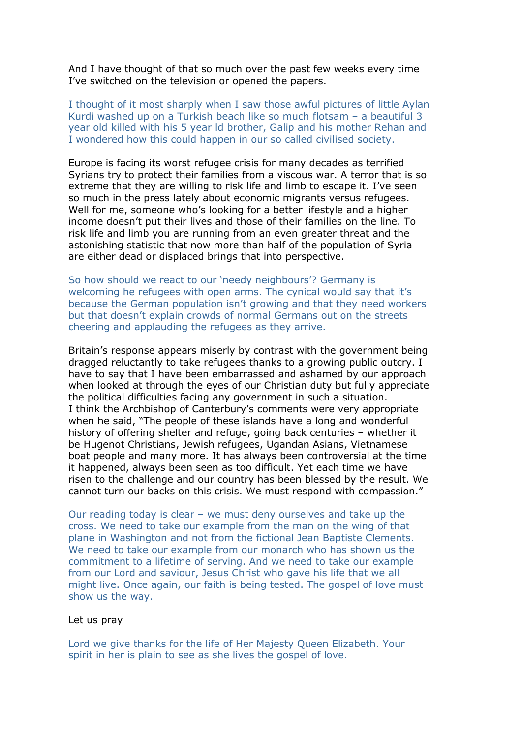And I have thought of that so much over the past few weeks every time I've switched on the television or opened the papers.

I thought of it most sharply when I saw those awful pictures of little Aylan Kurdi washed up on a Turkish beach like so much flotsam – a beautiful 3 year old killed with his 5 year ld brother, Galip and his mother Rehan and I wondered how this could happen in our so called civilised society.

Europe is facing its worst refugee crisis for many decades as terrified Syrians try to protect their families from a viscous war. A terror that is so extreme that they are willing to risk life and limb to escape it. I've seen so much in the press lately about economic migrants versus refugees. Well for me, someone who's looking for a better lifestyle and a higher income doesn't put their lives and those of their families on the line. To risk life and limb you are running from an even greater threat and the astonishing statistic that now more than half of the population of Syria are either dead or displaced brings that into perspective.

So how should we react to our 'needy neighbours'? Germany is welcoming he refugees with open arms. The cynical would say that it's because the German population isn't growing and that they need workers but that doesn't explain crowds of normal Germans out on the streets cheering and applauding the refugees as they arrive.

Britain's response appears miserly by contrast with the government being dragged reluctantly to take refugees thanks to a growing public outcry. I have to say that I have been embarrassed and ashamed by our approach when looked at through the eyes of our Christian duty but fully appreciate the political difficulties facing any government in such a situation.
I think the Archbishop of Canterbury's comments were very appropriate when he said, "The people of these islands have a long and wonderful history of offering shelter and refuge, going back centuries – whether it be Hugenot Christians, Jewish refugees, Ugandan Asians, Vietnamese boat people and many more. It has always been controversial at the time it happened, always been seen as too difficult. Yet each time we have risen to the challenge and our country has been blessed by the result. We cannot turn our backs on this crisis. We must respond with compassion."

Our reading today is clear – we must deny ourselves and take up the cross. We need to take our example from the man on the wing of that plane in Washington and not from the fictional Jean Baptiste Clements. We need to take our example from our monarch who has shown us the commitment to a lifetime of serving. And we need to take our example from our Lord and saviour, Jesus Christ who gave his life that we all might live. Once again, our faith is being tested. The gospel of love must show us the way.

Let us pray

Lord we give thanks for the life of Her Majesty Queen Elizabeth. Your spirit in her is plain to see as she lives the gospel of love.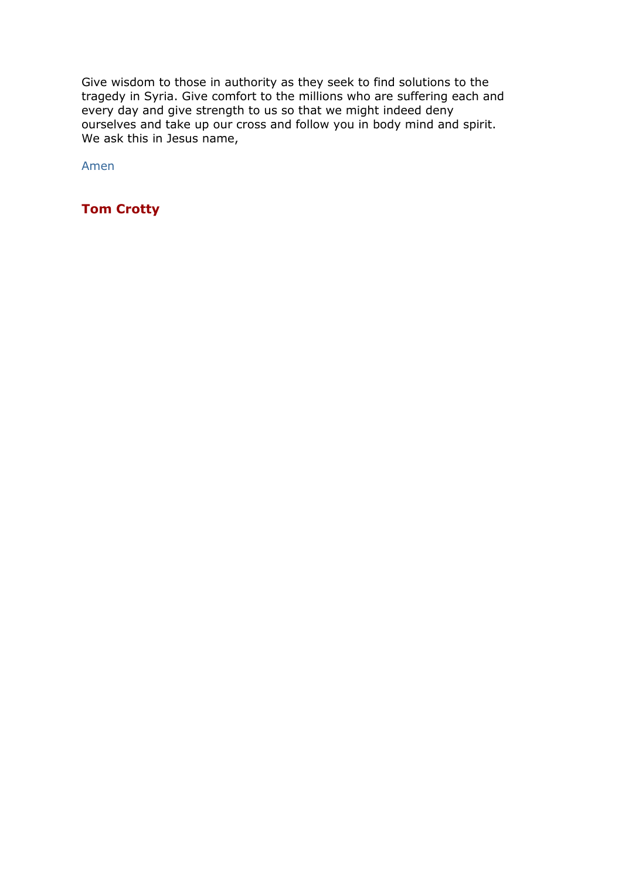Give wisdom to those in authority as they seek to find solutions to the tragedy in Syria. Give comfort to the millions who are suffering each and every day and give strength to us so that we might indeed deny ourselves and take up our cross and follow you in body mind and spirit. We ask this in Jesus name,

Amen

**Tom Crotty**